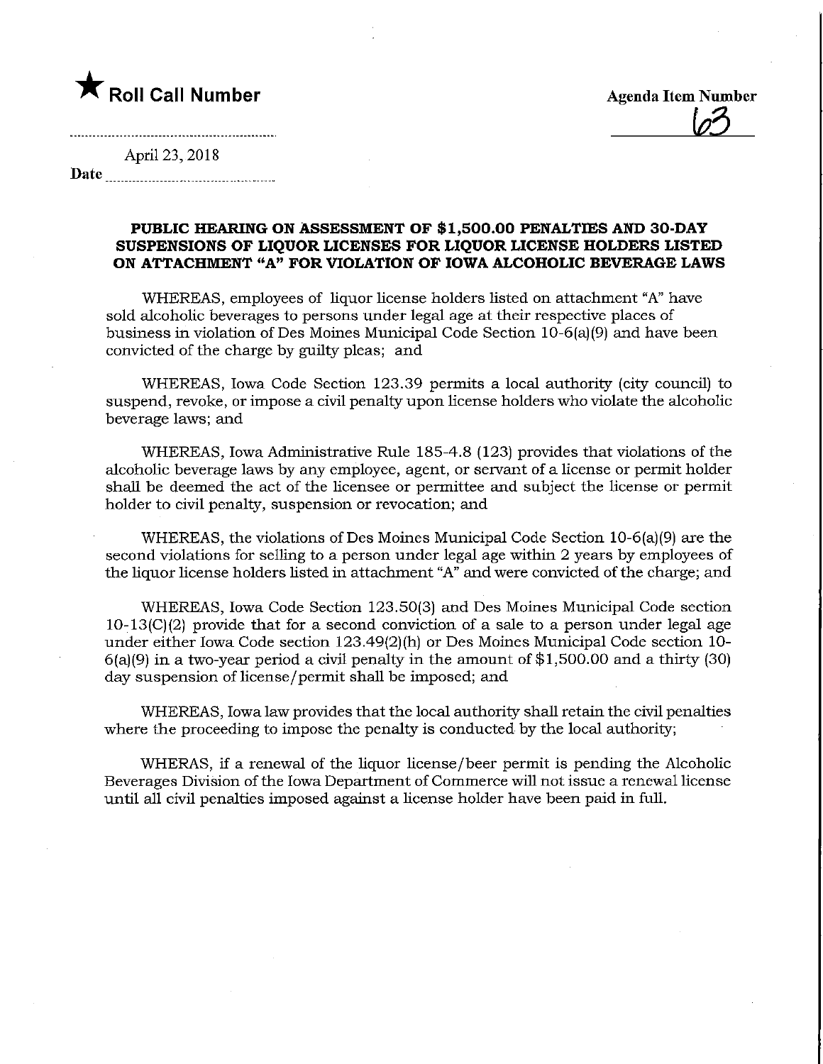★ **Roll Call Number**

**Agenda Item Number**
63

April 23, 2018

Date

### PUBLIC HEARING ON ASSESSMENT OF $1,500.00 PENALTIES AND 30-DAY SUSPENSIONS OF LIQUOR LICENSES FOR LIQUOR LICENSE HOLDERS LISTED ON ATTACHMENT "A" FOR VIOLATION OF IOWA ALCOHOLIC BEVERAGE LAWS

WHEREAS, employees of liquor license holders listed on attachment "A" have sold alcoholic beverages to persons under legal age at their respective places of business in violation of Des Moines Municipal Code Section 10-6(a)(9) and have been convicted of the charge by guilty pleas; and

WHEREAS, Iowa Code Section 123.39 permits a local authority (city council) to suspend, revoke, or impose a civil penalty upon license holders who violate the alcoholic beverage laws; and

WHEREAS, Iowa Administrative Rule 185-4.8 (123) provides that violations of the alcoholic beverage laws by any employee, agent, or servant of a license or permit holder shall be deemed the act of the licensee or permittee and subject the license or permit holder to civil penalty, suspension or revocation; and

WHEREAS, the violations of Des Moines Municipal Code Section 10-6(a)(9) are the second violations for selling to a person under legal age within 2 years by employees of the liquor license holders listed in attachment "A" and were convicted of the charge; and

WHEREAS, Iowa Code Section 123.50(3) and Des Moines Municipal Code section 10-13(C)(2) provide that for a second conviction of a sale to a person under legal age under either Iowa Code section 123.49(2)(h) or Des Moines Municipal Code section 10-6(a)(9) in a two-year period a civil penalty in the amount of $1,500.00 and a thirty (30) day suspension of license/permit shall be imposed; and

WHEREAS, Iowa law provides that the local authority shall retain the civil penalties where the proceeding to impose the penalty is conducted by the local authority;

WHERAS, if a renewal of the liquor license/beer permit is pending the Alcoholic Beverages Division of the Iowa Department of Commerce will not issue a renewal license until all civil penalties imposed against a license holder have been paid in full.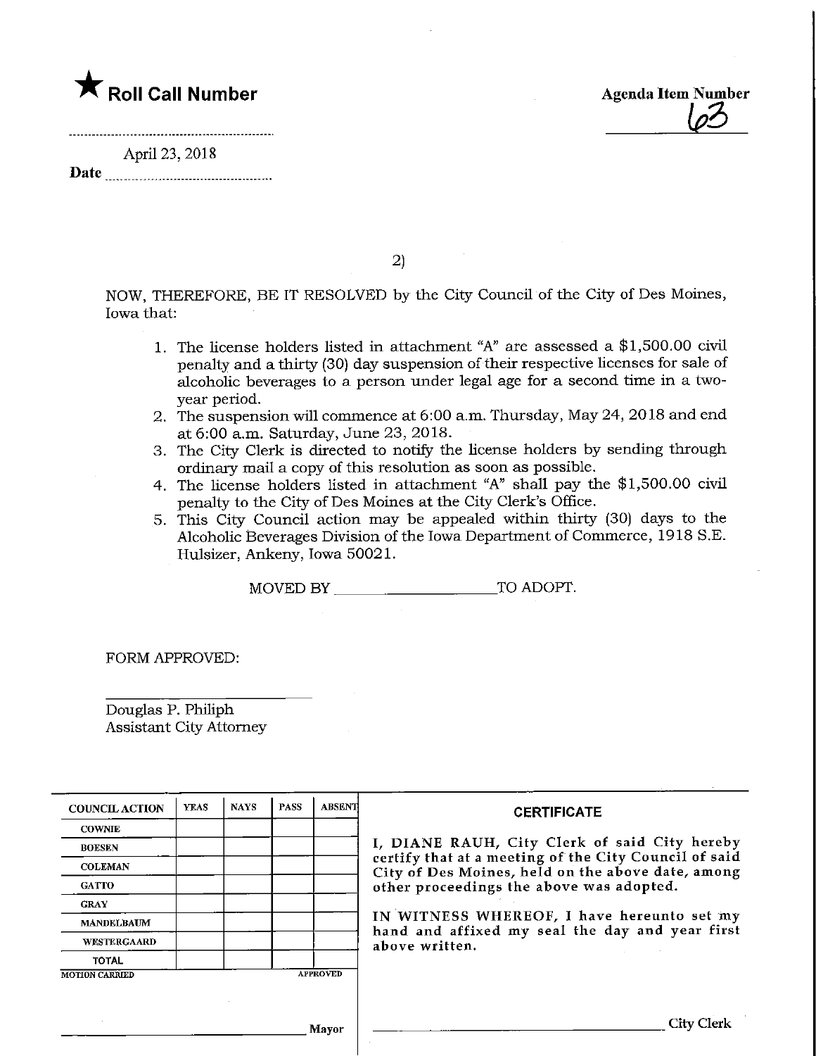★ **Roll Call Number**

**Agenda Item Number**
63

April 23, 2018
**Date**

2)

NOW, THEREFORE, BE IT RESOLVED by the City Council of the City of Des Moines, Iowa that:

1. The license holders listed in attachment "A" are assessed a $1,500.00 civil penalty and a thirty (30) day suspension of their respective licenses for sale of alcoholic beverages to a person under legal age for a second time in a two-year period.
2. The suspension will commence at 6:00 a.m. Thursday, May 24, 2018 and end at 6:00 a.m. Saturday, June 23, 2018.
3. The City Clerk is directed to notify the license holders by sending through ordinary mail a copy of this resolution as soon as possible.
4. The license holders listed in attachment "A" shall pay the $1,500.00 civil penalty to the City of Des Moines at the City Clerk's Office.
5. This City Council action may be appealed within thirty (30) days to the Alcoholic Beverages Division of the Iowa Department of Commerce, 1918 S.E. Hulsizer, Ankeny, Iowa 50021.

MOVED BY ____________________ TO ADOPT.

FORM APPROVED:

______________________
Douglas P. Philiph
Assistant City Attorney

| COUNCIL ACTION | YEAS | NAYS | PASS | ABSENT |
|---|---|---|---|---|
| COWNIE | | | | |
| BOESEN | | | | |
| COLEMAN | | | | |
| GATTO | | | | |
| GRAY | | | | |
| MANDELBAUM | | | | |
| WESTERGAARD | | | | |
| TOTAL | | | | |
| MOTION CARRIED | | | | APPROVED |

______________________ Mayor

**CERTIFICATE**

I, DIANE RAUH, City Clerk of said City hereby certify that at a meeting of the City Council of said City of Des Moines, held on the above date, among other proceedings the above was adopted.

IN WITNESS WHEREOF, I have hereunto set my hand and affixed my seal the day and year first above written.

______________________ City Clerk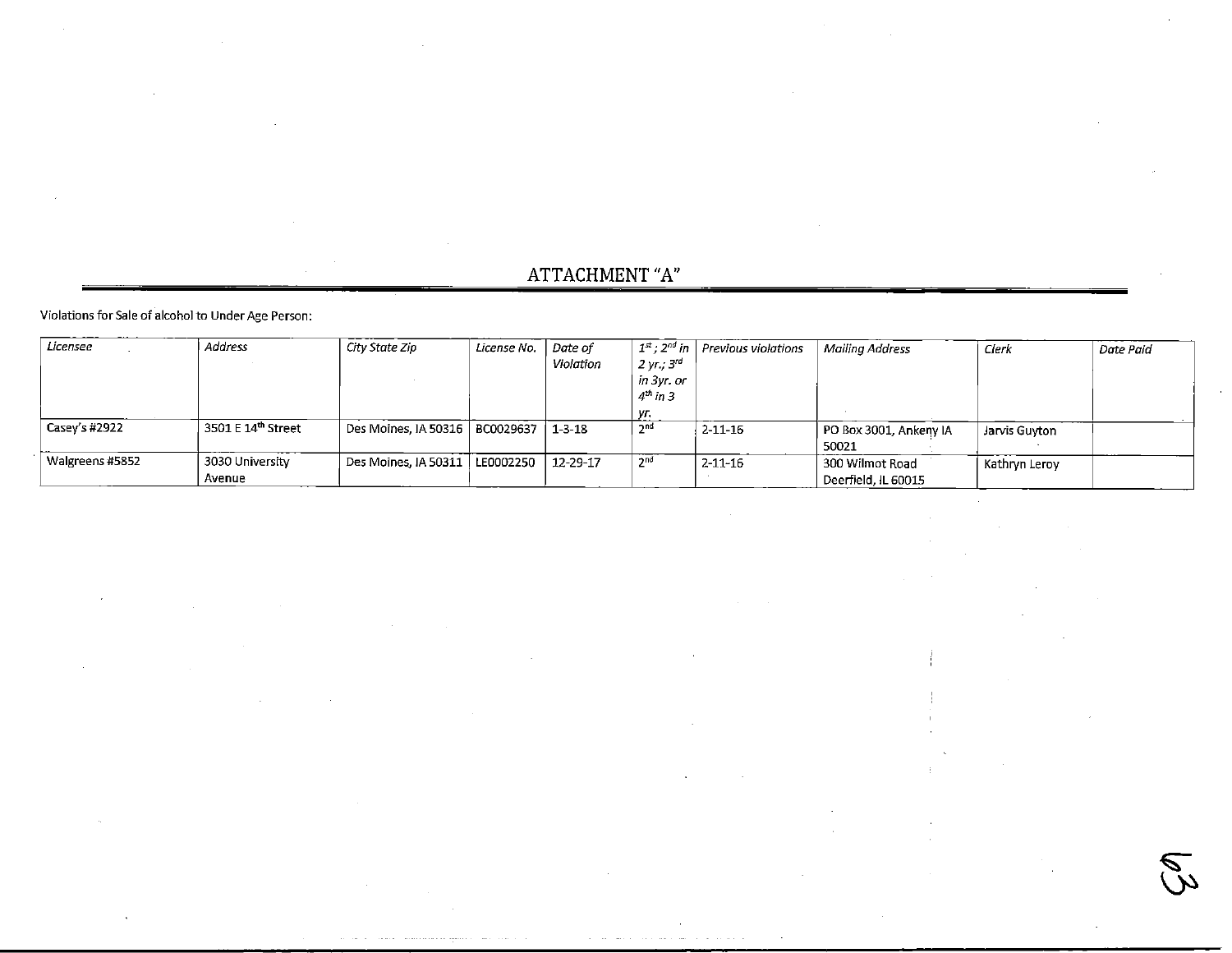## ATTACHMENT "A"

Violations for Sale of alcohol to Under Age Person:

| *Licensee* | *Address* | *City State Zip* | *License No.* | *Date of Violation* | *1st; 2nd in 2 yr.; 3rd in 3yr. or 4th in 3 yr.* | *Previous violations* | *Mailing Address* | *Clerk* | *Date Paid* |
|---|---|---|---|---|---|---|---|---|---|
| Casey's #2922 | 3501 E 14th Street | Des Moines, IA 50316 | BC0029637 | 1-3-18 | 2nd | 2-11-16 | PO Box 3001, Ankeny IA 50021 | Jarvis Guyton | |
| Walgreens #5852 | 3030 University Avenue | Des Moines, IA 50311 | LE0002250 | 12-29-17 | 2nd | 2-11-16 | 300 Wilmot Road Deerfield, IL 60015 | Kathryn Leroy | |